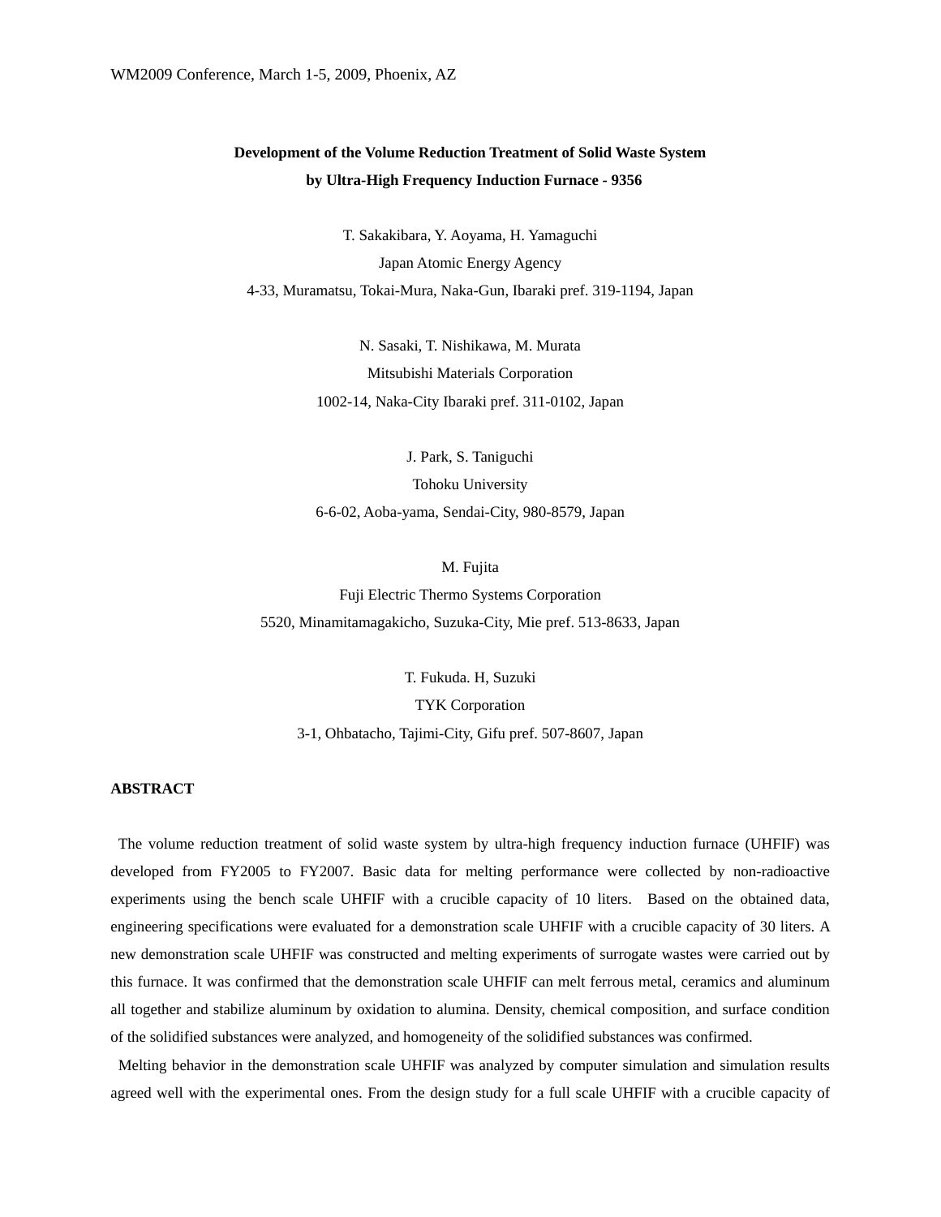# Development of the Volume Reduction Treatment of Solid Waste System by Ultra-High Frequency Induction Furnace - 9356

T. Sakakibara, Y. Aoyama, H. Yamaguchi
Japan Atomic Energy Agency
4-33, Muramatsu, Tokai-Mura, Naka-Gun, Ibaraki pref. 319-1194, Japan

N. Sasaki, T. Nishikawa, M. Murata
Mitsubishi Materials Corporation
1002-14, Naka-City Ibaraki pref. 311-0102, Japan

J. Park, S. Taniguchi
Tohoku University
6-6-02, Aoba-yama, Sendai-City, 980-8579, Japan

M. Fujita
Fuji Electric Thermo Systems Corporation
5520, Minamitamagakicho, Suzuka-City, Mie pref. 513-8633, Japan

T. Fukuda. H, Suzuki
TYK Corporation
3-1, Ohbatacho, Tajimi-City, Gifu pref. 507-8607, Japan

## ABSTRACT

The volume reduction treatment of solid waste system by ultra-high frequency induction furnace (UHFIF) was developed from FY2005 to FY2007. Basic data for melting performance were collected by non-radioactive experiments using the bench scale UHFIF with a crucible capacity of 10 liters. Based on the obtained data, engineering specifications were evaluated for a demonstration scale UHFIF with a crucible capacity of 30 liters. A new demonstration scale UHFIF was constructed and melting experiments of surrogate wastes were carried out by this furnace. It was confirmed that the demonstration scale UHFIF can melt ferrous metal, ceramics and aluminum all together and stabilize aluminum by oxidation to alumina. Density, chemical composition, and surface condition of the solidified substances were analyzed, and homogeneity of the solidified substances was confirmed.

Melting behavior in the demonstration scale UHFIF was analyzed by computer simulation and simulation results agreed well with the experimental ones. From the design study for a full scale UHFIF with a crucible capacity of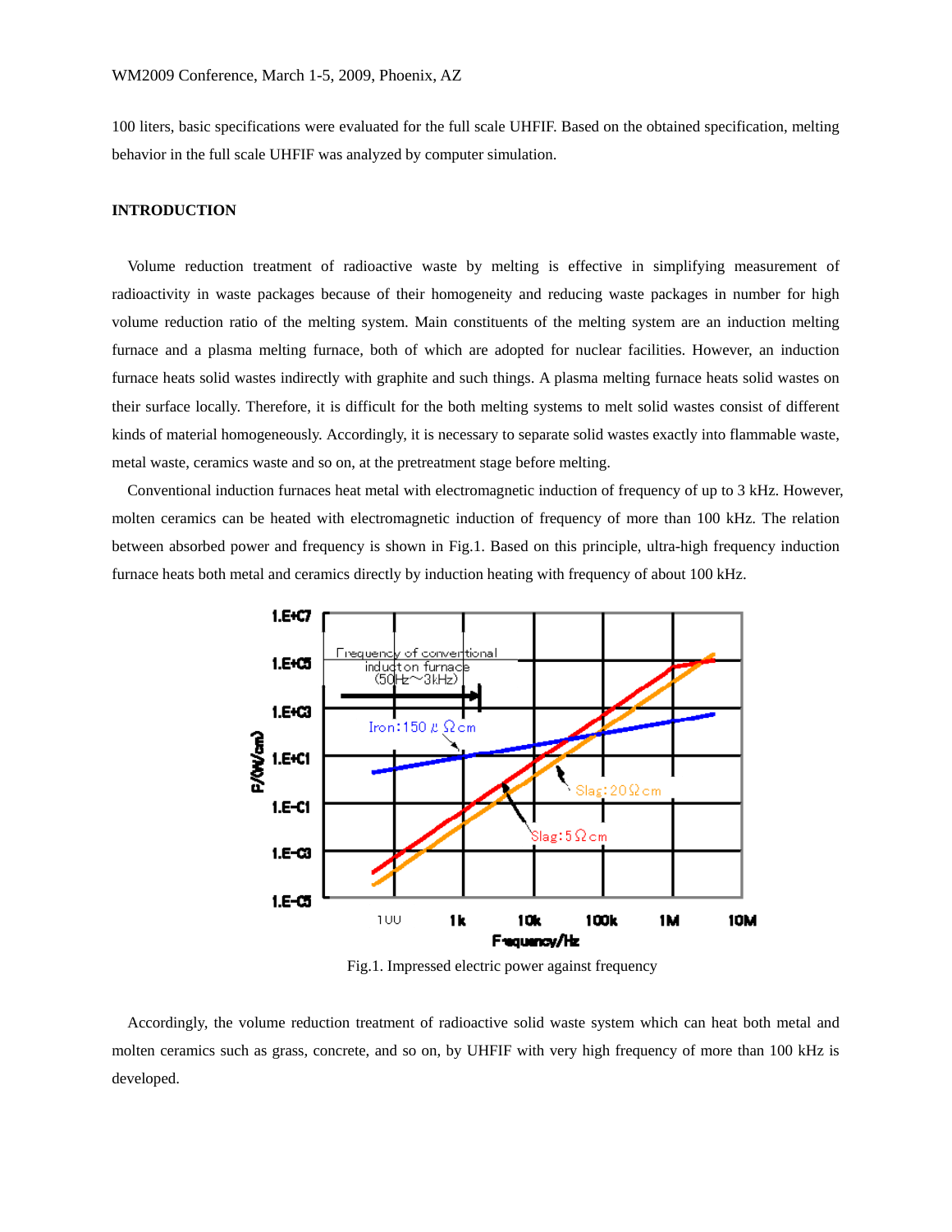100 liters, basic specifications were evaluated for the full scale UHFIF. Based on the obtained specification, melting behavior in the full scale UHFIF was analyzed by computer simulation.

## INTRODUCTION

Volume reduction treatment of radioactive waste by melting is effective in simplifying measurement of radioactivity in waste packages because of their homogeneity and reducing waste packages in number for high volume reduction ratio of the melting system. Main constituents of the melting system are an induction melting furnace and a plasma melting furnace, both of which are adopted for nuclear facilities. However, an induction furnace heats solid wastes indirectly with graphite and such things. A plasma melting furnace heats solid wastes on their surface locally. Therefore, it is difficult for the both melting systems to melt solid wastes consist of different kinds of material homogeneously. Accordingly, it is necessary to separate solid wastes exactly into flammable waste, metal waste, ceramics waste and so on, at the pretreatment stage before melting.

Conventional induction furnaces heat metal with electromagnetic induction of frequency of up to 3 kHz. However, molten ceramics can be heated with electromagnetic induction of frequency of more than 100 kHz. The relation between absorbed power and frequency is shown in Fig.1. Based on this principle, ultra-high frequency induction furnace heats both metal and ceramics directly by induction heating with frequency of about 100 kHz.

Fig.1. Impressed electric power against frequency

Accordingly, the volume reduction treatment of radioactive solid waste system which can heat both metal and molten ceramics such as grass, concrete, and so on, by UHFIF with very high frequency of more than 100 kHz is developed.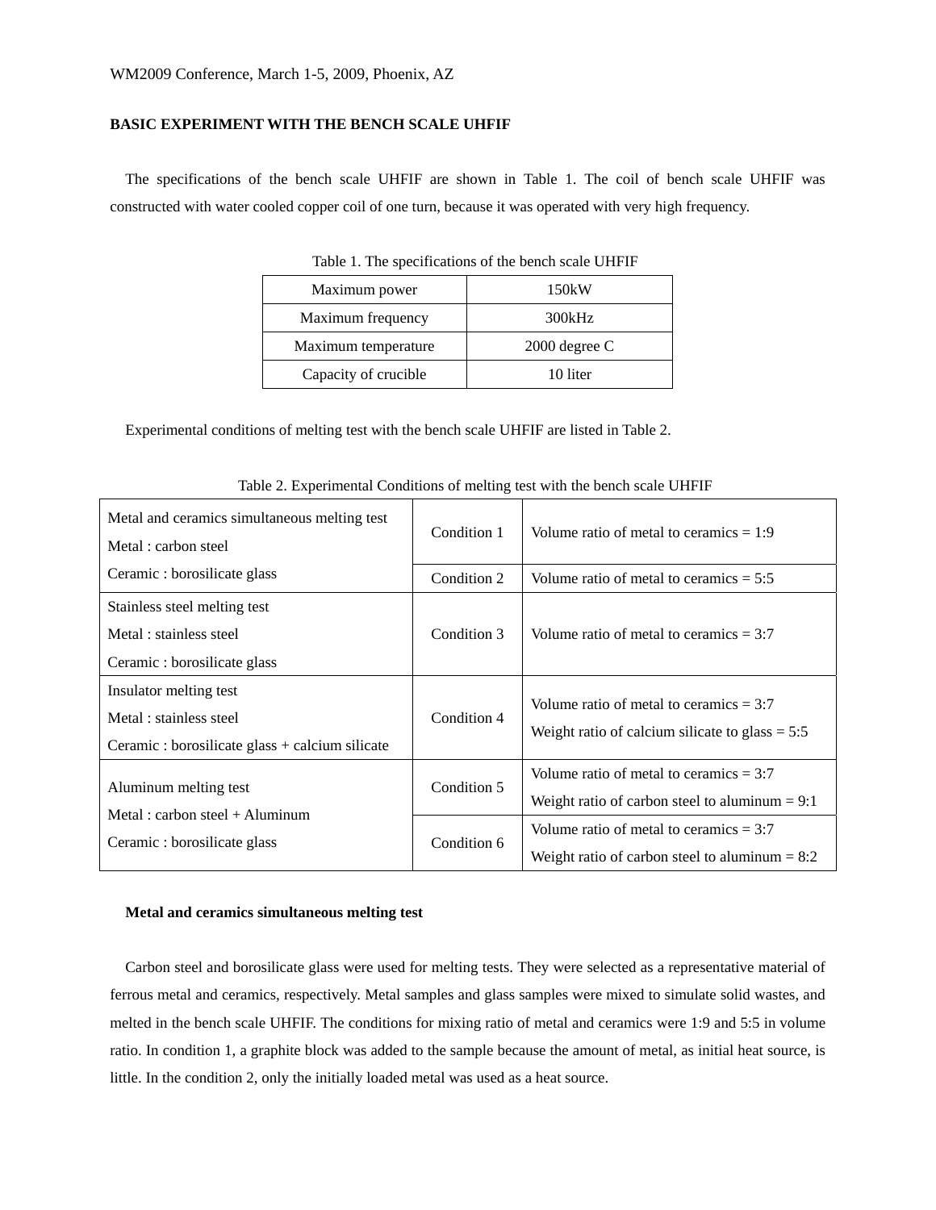## BASIC EXPERIMENT WITH THE BENCH SCALE UHFIF

The specifications of the bench scale UHFIF are shown in Table 1. The coil of bench scale UHFIF was constructed with water cooled copper coil of one turn, because it was operated with very high frequency.

Table 1. The specifications of the bench scale UHFIF

| | |
|---|---|
| Maximum power | 150kW |
| Maximum frequency | 300kHz |
| Maximum temperature | 2000 degree C |
| Capacity of crucible | 10 liter |

Experimental conditions of melting test with the bench scale UHFIF are listed in Table 2.

Table 2. Experimental Conditions of melting test with the bench scale UHFIF

| | | |
|---|---|---|
| Metal and ceramics simultaneous melting test<br>Metal : carbon steel<br>Ceramic : borosilicate glass | Condition 1 | Volume ratio of metal to ceramics = 1:9 |
| | Condition 2 | Volume ratio of metal to ceramics = 5:5 |
| Stainless steel melting test<br>Metal : stainless steel<br>Ceramic : borosilicate glass | Condition 3 | Volume ratio of metal to ceramics = 3:7 |
| Insulator melting test<br>Metal : stainless steel<br>Ceramic : borosilicate glass + calcium silicate | Condition 4 | Volume ratio of metal to ceramics = 3:7<br>Weight ratio of calcium silicate to glass = 5:5 |
| Aluminum melting test<br>Metal : carbon steel + Aluminum<br>Ceramic : borosilicate glass | Condition 5 | Volume ratio of metal to ceramics = 3:7<br>Weight ratio of carbon steel to aluminum = 9:1 |
| | Condition 6 | Volume ratio of metal to ceramics = 3:7<br>Weight ratio of carbon steel to aluminum = 8:2 |

### Metal and ceramics simultaneous melting test

Carbon steel and borosilicate glass were used for melting tests. They were selected as a representative material of ferrous metal and ceramics, respectively. Metal samples and glass samples were mixed to simulate solid wastes, and melted in the bench scale UHFIF. The conditions for mixing ratio of metal and ceramics were 1:9 and 5:5 in volume ratio. In condition 1, a graphite block was added to the sample because the amount of metal, as initial heat source, is little. In the condition 2, only the initially loaded metal was used as a heat source.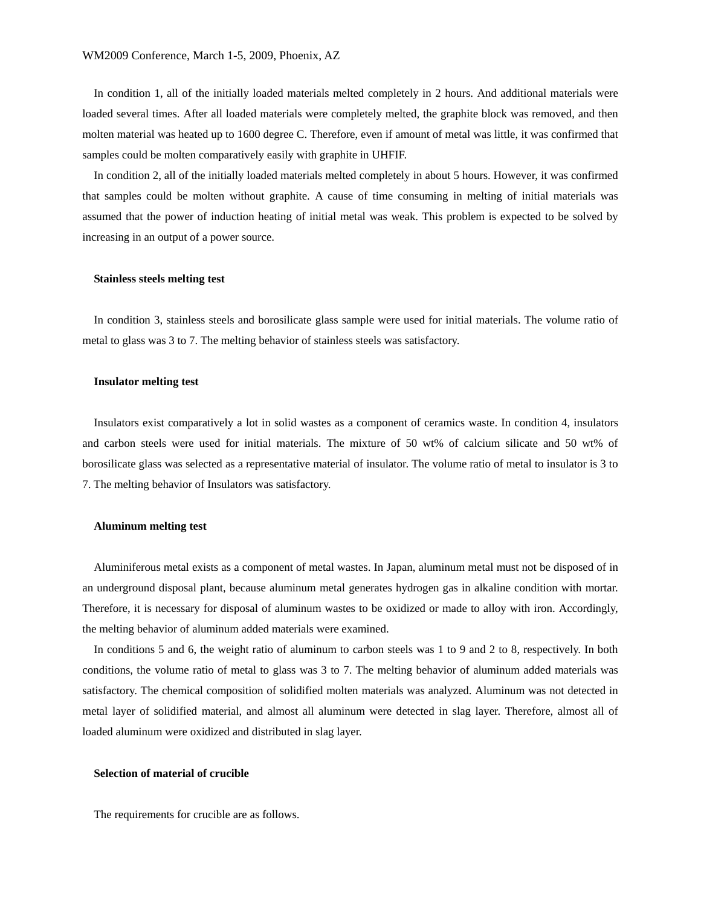In condition 1, all of the initially loaded materials melted completely in 2 hours. And additional materials were loaded several times. After all loaded materials were completely melted, the graphite block was removed, and then molten material was heated up to 1600 degree C. Therefore, even if amount of metal was little, it was confirmed that samples could be molten comparatively easily with graphite in UHFIF.

In condition 2, all of the initially loaded materials melted completely in about 5 hours. However, it was confirmed that samples could be molten without graphite. A cause of time consuming in melting of initial materials was assumed that the power of induction heating of initial metal was weak. This problem is expected to be solved by increasing in an output of a power source.

**Stainless steels melting test**

In condition 3, stainless steels and borosilicate glass sample were used for initial materials. The volume ratio of metal to glass was 3 to 7. The melting behavior of stainless steels was satisfactory.

**Insulator melting test**

Insulators exist comparatively a lot in solid wastes as a component of ceramics waste. In condition 4, insulators and carbon steels were used for initial materials. The mixture of 50 wt% of calcium silicate and 50 wt% of borosilicate glass was selected as a representative material of insulator. The volume ratio of metal to insulator is 3 to 7. The melting behavior of Insulators was satisfactory.

**Aluminum melting test**

Aluminiferous metal exists as a component of metal wastes. In Japan, aluminum metal must not be disposed of in an underground disposal plant, because aluminum metal generates hydrogen gas in alkaline condition with mortar. Therefore, it is necessary for disposal of aluminum wastes to be oxidized or made to alloy with iron. Accordingly, the melting behavior of aluminum added materials were examined.

In conditions 5 and 6, the weight ratio of aluminum to carbon steels was 1 to 9 and 2 to 8, respectively. In both conditions, the volume ratio of metal to glass was 3 to 7. The melting behavior of aluminum added materials was satisfactory. The chemical composition of solidified molten materials was analyzed. Aluminum was not detected in metal layer of solidified material, and almost all aluminum were detected in slag layer. Therefore, almost all of loaded aluminum were oxidized and distributed in slag layer.

**Selection of material of crucible**

The requirements for crucible are as follows.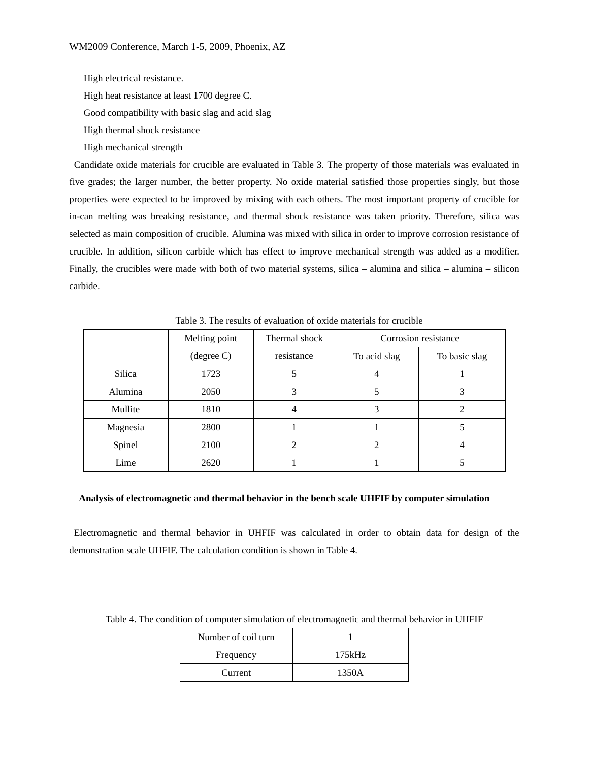High electrical resistance.

High heat resistance at least 1700 degree C.

Good compatibility with basic slag and acid slag

High thermal shock resistance

High mechanical strength

Candidate oxide materials for crucible are evaluated in Table 3. The property of those materials was evaluated in five grades; the larger number, the better property. No oxide material satisfied those properties singly, but those properties were expected to be improved by mixing with each others. The most important property of crucible for in-can melting was breaking resistance, and thermal shock resistance was taken priority. Therefore, silica was selected as main composition of crucible. Alumina was mixed with silica in order to improve corrosion resistance of crucible. In addition, silicon carbide which has effect to improve mechanical strength was added as a modifier. Finally, the crucibles were made with both of two material systems, silica – alumina and silica – alumina – silicon carbide.

Table 3. The results of evaluation of oxide materials for crucible

| | Melting point (degree C) | Thermal shock resistance | Corrosion resistance | |
|---|---|---|---|---|
| | | | To acid slag | To basic slag |
| Silica | 1723 | 5 | 4 | 1 |
| Alumina | 2050 | 3 | 5 | 3 |
| Mullite | 1810 | 4 | 3 | 2 |
| Magnesia | 2800 | 1 | 1 | 5 |
| Spinel | 2100 | 2 | 2 | 4 |
| Lime | 2620 | 1 | 1 | 5 |

**Analysis of electromagnetic and thermal behavior in the bench scale UHFIF by computer simulation**

Electromagnetic and thermal behavior in UHFIF was calculated in order to obtain data for design of the demonstration scale UHFIF. The calculation condition is shown in Table 4.

Table 4. The condition of computer simulation of electromagnetic and thermal behavior in UHFIF

| | |
|---|---|
| Number of coil turn | 1 |
| Frequency | 175kHz |
| Current | 1350A |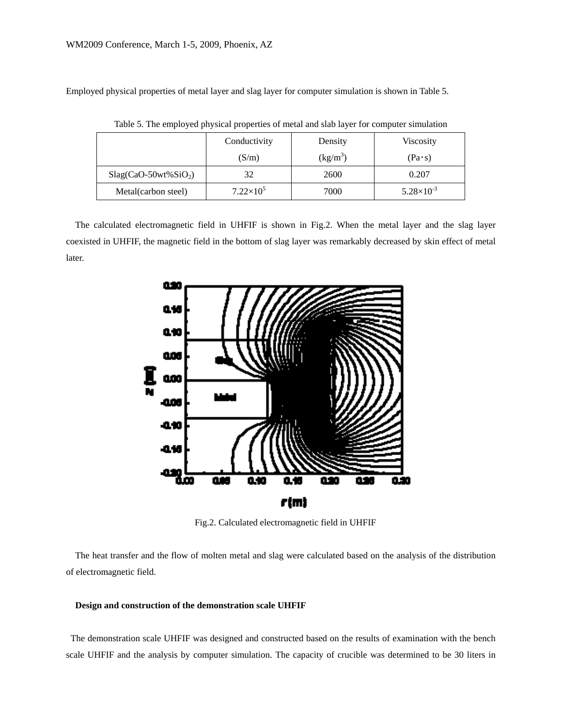Employed physical properties of metal layer and slag layer for computer simulation is shown in Table 5.

Table 5. The employed physical properties of metal and slab layer for computer simulation

| | Conductivity (S/m) | Density ($kg/m^3$) | Viscosity (Pa・s) |
|---|---|---|---|
| Slag(CaO-50wt%$SiO_2$) | 32 | 2600 | 0.207 |
| Metal(carbon steel) | $7.22\times10^5$ | 7000 | $5.28\times10^{-3}$ |

The calculated electromagnetic field in UHFIF is shown in Fig.2. When the metal layer and the slag layer coexisted in UHFIF, the magnetic field in the bottom of slag layer was remarkably decreased by skin effect of metal later.

Fig.2. Calculated electromagnetic field in UHFIF

The heat transfer and the flow of molten metal and slag were calculated based on the analysis of the distribution of electromagnetic field.

**Design and construction of the demonstration scale UHFIF**

The demonstration scale UHFIF was designed and constructed based on the results of examination with the bench scale UHFIF and the analysis by computer simulation. The capacity of crucible was determined to be 30 liters in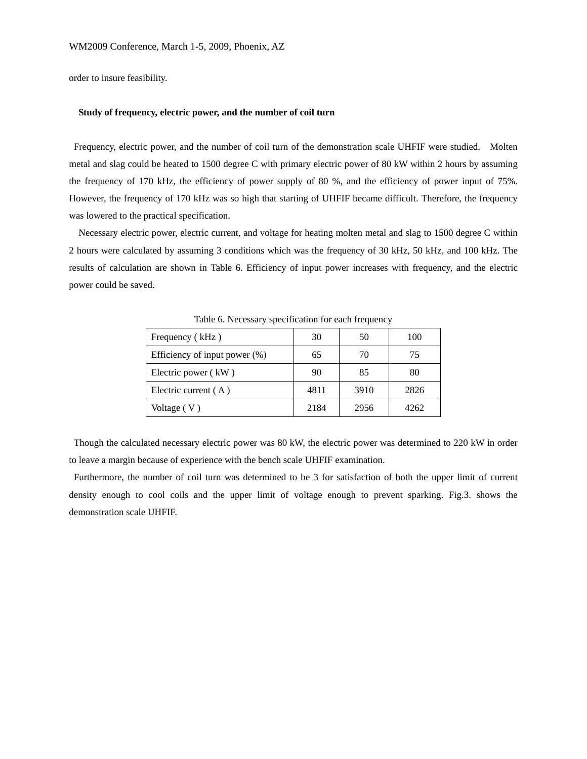order to insure feasibility.

**Study of frequency, electric power, and the number of coil turn**

Frequency, electric power, and the number of coil turn of the demonstration scale UHFIF were studied. Molten metal and slag could be heated to 1500 degree C with primary electric power of 80 kW within 2 hours by assuming the frequency of 170 kHz, the efficiency of power supply of 80 %, and the efficiency of power input of 75%. However, the frequency of 170 kHz was so high that starting of UHFIF became difficult. Therefore, the frequency was lowered to the practical specification.

Necessary electric power, electric current, and voltage for heating molten metal and slag to 1500 degree C within 2 hours were calculated by assuming 3 conditions which was the frequency of 30 kHz, 50 kHz, and 100 kHz. The results of calculation are shown in Table 6. Efficiency of input power increases with frequency, and the electric power could be saved.

Table 6. Necessary specification for each frequency

| Frequency ( kHz ) | 30 | 50 | 100 |
|---|---|---|---|
| Efficiency of input power (%) | 65 | 70 | 75 |
| Electric power ( kW ) | 90 | 85 | 80 |
| Electric current ( A ) | 4811 | 3910 | 2826 |
| Voltage ( V ) | 2184 | 2956 | 4262 |

Though the calculated necessary electric power was 80 kW, the electric power was determined to 220 kW in order to leave a margin because of experience with the bench scale UHFIF examination.

Furthermore, the number of coil turn was determined to be 3 for satisfaction of both the upper limit of current density enough to cool coils and the upper limit of voltage enough to prevent sparking. Fig.3. shows the demonstration scale UHFIF.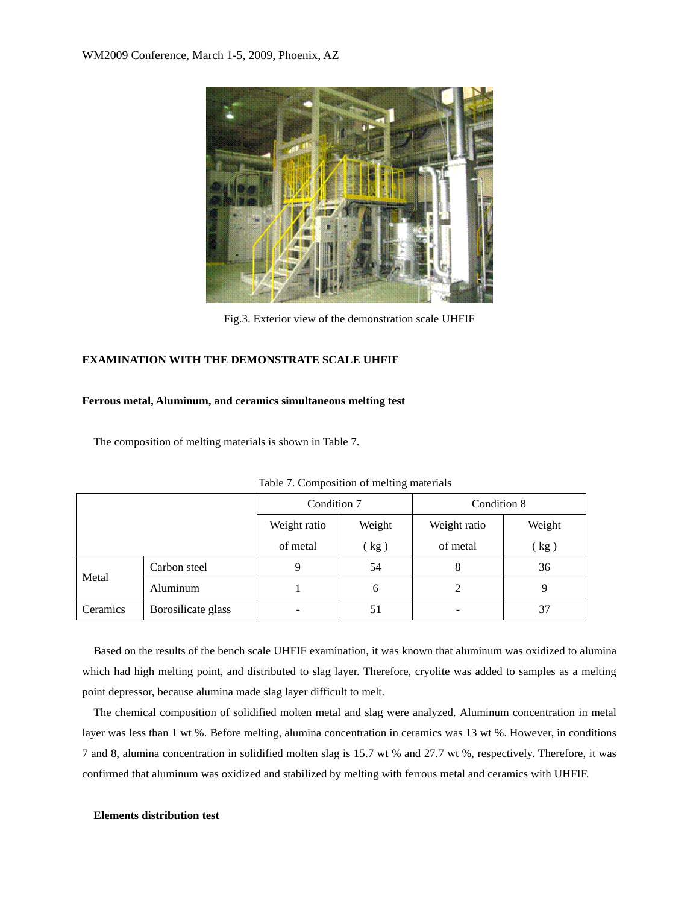Fig.3. Exterior view of the demonstration scale UHFIF

## EXAMINATION WITH THE DEMONSTRATE SCALE UHFIF

### Ferrous metal, Aluminum, and ceramics simultaneous melting test

The composition of melting materials is shown in Table 7.

Table 7. Composition of melting materials

| | | Condition 7 | | Condition 8 | |
|---|---|---|---|---|---|
| | | Weight ratio of metal | Weight ( kg ) | Weight ratio of metal | Weight ( kg ) |
| Metal | Carbon steel | 9 | 54 | 8 | 36 |
| | Aluminum | 1 | 6 | 2 | 9 |
| Ceramics | Borosilicate glass | - | 51 | - | 37 |

Based on the results of the bench scale UHFIF examination, it was known that aluminum was oxidized to alumina which had high melting point, and distributed to slag layer. Therefore, cryolite was added to samples as a melting point depressor, because alumina made slag layer difficult to melt.

The chemical composition of solidified molten metal and slag were analyzed. Aluminum concentration in metal layer was less than 1 wt %. Before melting, alumina concentration in ceramics was 13 wt %. However, in conditions 7 and 8, alumina concentration in solidified molten slag is 15.7 wt % and 27.7 wt %, respectively. Therefore, it was confirmed that aluminum was oxidized and stabilized by melting with ferrous metal and ceramics with UHFIF.

### Elements distribution test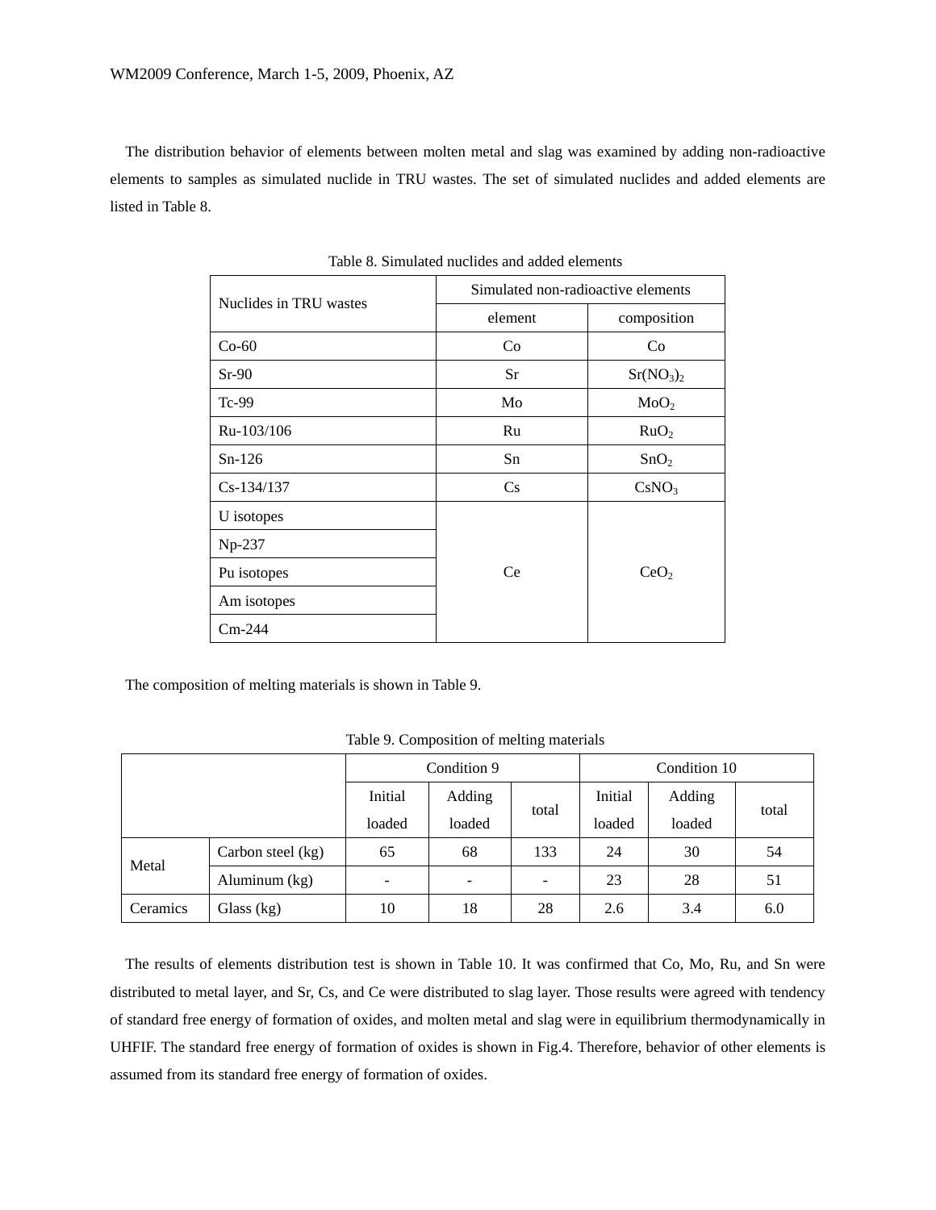The distribution behavior of elements between molten metal and slag was examined by adding non-radioactive elements to samples as simulated nuclide in TRU wastes. The set of simulated nuclides and added elements are listed in Table 8.

Table 8. Simulated nuclides and added elements

| Nuclides in TRU wastes | Simulated non-radioactive elements | |
|---|---|---|
| | element | composition |
| Co-60 | Co | Co |
| Sr-90 | Sr | $Sr(NO_3)_2$ |
| Tc-99 | Mo | $MoO_2$ |
| Ru-103/106 | Ru | $RuO_2$ |
| Sn-126 | Sn | $SnO_2$ |
| Cs-134/137 | Cs | $CsNO_3$ |
| U isotopes | Ce | $CeO_2$ |
| Np-237 | | |
| Pu isotopes | | |
| Am isotopes | | |
| Cm-244 | | |

The composition of melting materials is shown in Table 9.

Table 9. Composition of melting materials

| | | Condition 9 | | | Condition 10 | | |
|---|---|---|---|---|---|---|---|
| | | Initial loaded | Adding loaded | total | Initial loaded | Adding loaded | total |
| Metal | Carbon steel (kg) | 65 | 68 | 133 | 24 | 30 | 54 |
| | Aluminum (kg) | - | - | - | 23 | 28 | 51 |
| Ceramics | Glass (kg) | 10 | 18 | 28 | 2.6 | 3.4 | 6.0 |

The results of elements distribution test is shown in Table 10. It was confirmed that Co, Mo, Ru, and Sn were distributed to metal layer, and Sr, Cs, and Ce were distributed to slag layer. Those results were agreed with tendency of standard free energy of formation of oxides, and molten metal and slag were in equilibrium thermodynamically in UHFIF. The standard free energy of formation of oxides is shown in Fig.4. Therefore, behavior of other elements is assumed from its standard free energy of formation of oxides.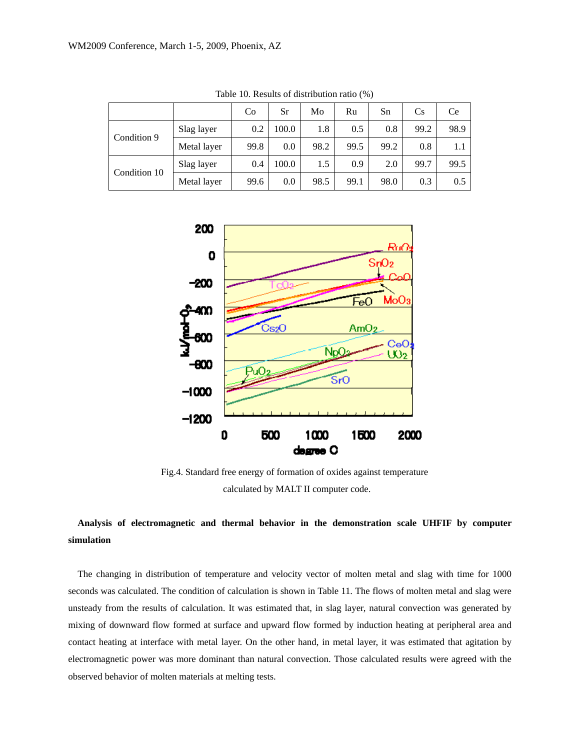Table 10. Results of distribution ratio (%)

| | | Co | Sr | Mo | Ru | Sn | Cs | Ce |
|---|---|---|---|---|---|---|---|---|
| Condition 9 | Slag layer | 0.2 | 100.0 | 1.8 | 0.5 | 0.8 | 99.2 | 98.9 |
| | Metal layer | 99.8 | 0.0 | 98.2 | 99.5 | 99.2 | 0.8 | 1.1 |
| Condition 10 | Slag layer | 0.4 | 100.0 | 1.5 | 0.9 | 2.0 | 99.7 | 99.5 |
| | Metal layer | 99.6 | 0.0 | 98.5 | 99.1 | 98.0 | 0.3 | 0.5 |

Fig.4. Standard free energy of formation of oxides against temperature calculated by MALT II computer code.

**Analysis of electromagnetic and thermal behavior in the demonstration scale UHFIF by computer simulation**

The changing in distribution of temperature and velocity vector of molten metal and slag with time for 1000 seconds was calculated. The condition of calculation is shown in Table 11. The flows of molten metal and slag were unsteady from the results of calculation. It was estimated that, in slag layer, natural convection was generated by mixing of downward flow formed at surface and upward flow formed by induction heating at peripheral area and contact heating at interface with metal layer. On the other hand, in metal layer, it was estimated that agitation by electromagnetic power was more dominant than natural convection. Those calculated results were agreed with the observed behavior of molten materials at melting tests.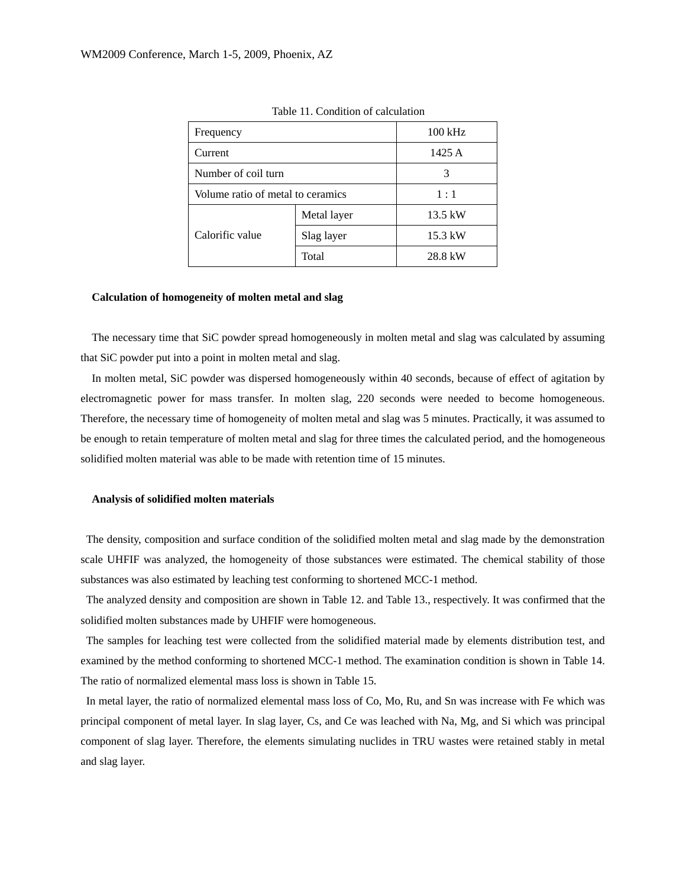Table 11. Condition of calculation

| Frequency | | 100 kHz |
|---|---|---|
| Current | | 1425 A |
| Number of coil turn | | 3 |
| Volume ratio of metal to ceramics | | 1 : 1 |
| Calorific value | Metal layer | 13.5 kW |
| | Slag layer | 15.3 kW |
| | Total | 28.8 kW |

**Calculation of homogeneity of molten metal and slag**

The necessary time that SiC powder spread homogeneously in molten metal and slag was calculated by assuming that SiC powder put into a point in molten metal and slag.

In molten metal, SiC powder was dispersed homogeneously within 40 seconds, because of effect of agitation by electromagnetic power for mass transfer. In molten slag, 220 seconds were needed to become homogeneous. Therefore, the necessary time of homogeneity of molten metal and slag was 5 minutes. Practically, it was assumed to be enough to retain temperature of molten metal and slag for three times the calculated period, and the homogeneous solidified molten material was able to be made with retention time of 15 minutes.

**Analysis of solidified molten materials**

The density, composition and surface condition of the solidified molten metal and slag made by the demonstration scale UHFIF was analyzed, the homogeneity of those substances were estimated. The chemical stability of those substances was also estimated by leaching test conforming to shortened MCC-1 method.

The analyzed density and composition are shown in Table 12. and Table 13., respectively. It was confirmed that the solidified molten substances made by UHFIF were homogeneous.

The samples for leaching test were collected from the solidified material made by elements distribution test, and examined by the method conforming to shortened MCC-1 method. The examination condition is shown in Table 14. The ratio of normalized elemental mass loss is shown in Table 15.

In metal layer, the ratio of normalized elemental mass loss of Co, Mo, Ru, and Sn was increase with Fe which was principal component of metal layer. In slag layer, Cs, and Ce was leached with Na, Mg, and Si which was principal component of slag layer. Therefore, the elements simulating nuclides in TRU wastes were retained stably in metal and slag layer.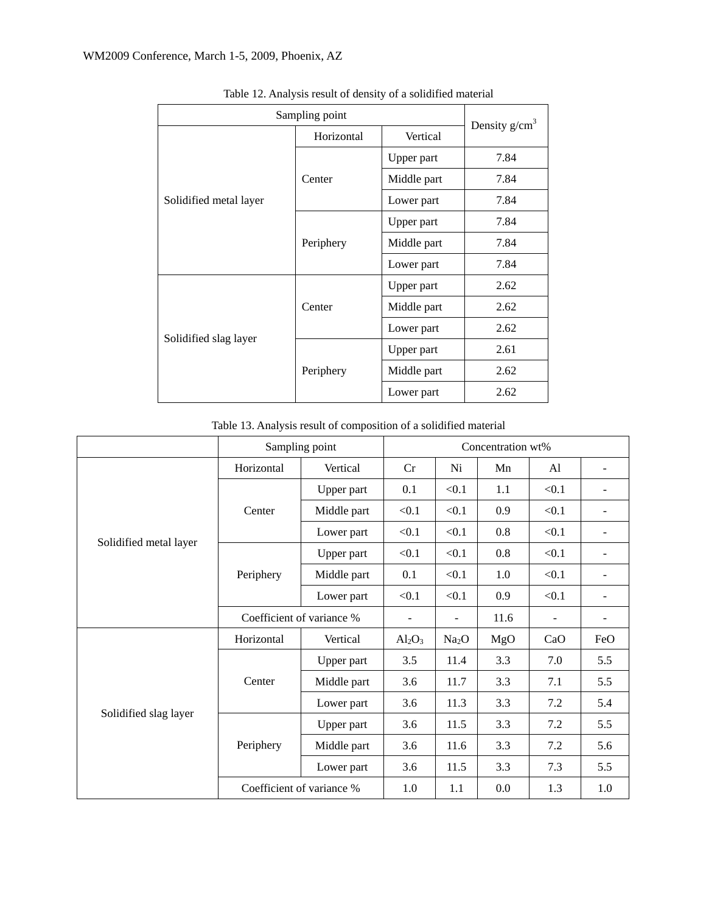Table 12. Analysis result of density of a solidified material

| Sampling point | | | Density g/cm$^3$ |
|---|---|---|---|
| | Horizontal | Vertical | |
| Solidified metal layer | Center | Upper part | 7.84 |
| | | Middle part | 7.84 |
| | | Lower part | 7.84 |
| | Periphery | Upper part | 7.84 |
| | | Middle part | 7.84 |
| | | Lower part | 7.84 |
| Solidified slag layer | Center | Upper part | 2.62 |
| | | Middle part | 2.62 |
| | | Lower part | 2.62 |
| | Periphery | Upper part | 2.61 |
| | | Middle part | 2.62 |
| | | Lower part | 2.62 |

Table 13. Analysis result of composition of a solidified material

| | Sampling point | | Concentration wt% | | | | |
|---|---|---|---|---|---|---|---|
| Solidified metal layer | Horizontal | Vertical | Cr | Ni | Mn | Al | - |
| | Center | Upper part | 0.1 | <0.1 | 1.1 | <0.1 | - |
| | | Middle part | <0.1 | <0.1 | 0.9 | <0.1 | - |
| | | Lower part | <0.1 | <0.1 | 0.8 | <0.1 | - |
| | Periphery | Upper part | <0.1 | <0.1 | 0.8 | <0.1 | - |
| | | Middle part | 0.1 | <0.1 | 1.0 | <0.1 | - |
| | | Lower part | <0.1 | <0.1 | 0.9 | <0.1 | - |
| | Coefficient of variance % | | - | - | 11.6 | - | - |
| Solidified slag layer | Horizontal | Vertical | $Al_2O_3$ | $Na_2O$ | MgO | CaO | FeO |
| | Center | Upper part | 3.5 | 11.4 | 3.3 | 7.0 | 5.5 |
| | | Middle part | 3.6 | 11.7 | 3.3 | 7.1 | 5.5 |
| | | Lower part | 3.6 | 11.3 | 3.3 | 7.2 | 5.4 |
| | Periphery | Upper part | 3.6 | 11.5 | 3.3 | 7.2 | 5.5 |
| | | Middle part | 3.6 | 11.6 | 3.3 | 7.2 | 5.6 |
| | | Lower part | 3.6 | 11.5 | 3.3 | 7.3 | 5.5 |
| | Coefficient of variance % | | 1.0 | 1.1 | 0.0 | 1.3 | 1.0 |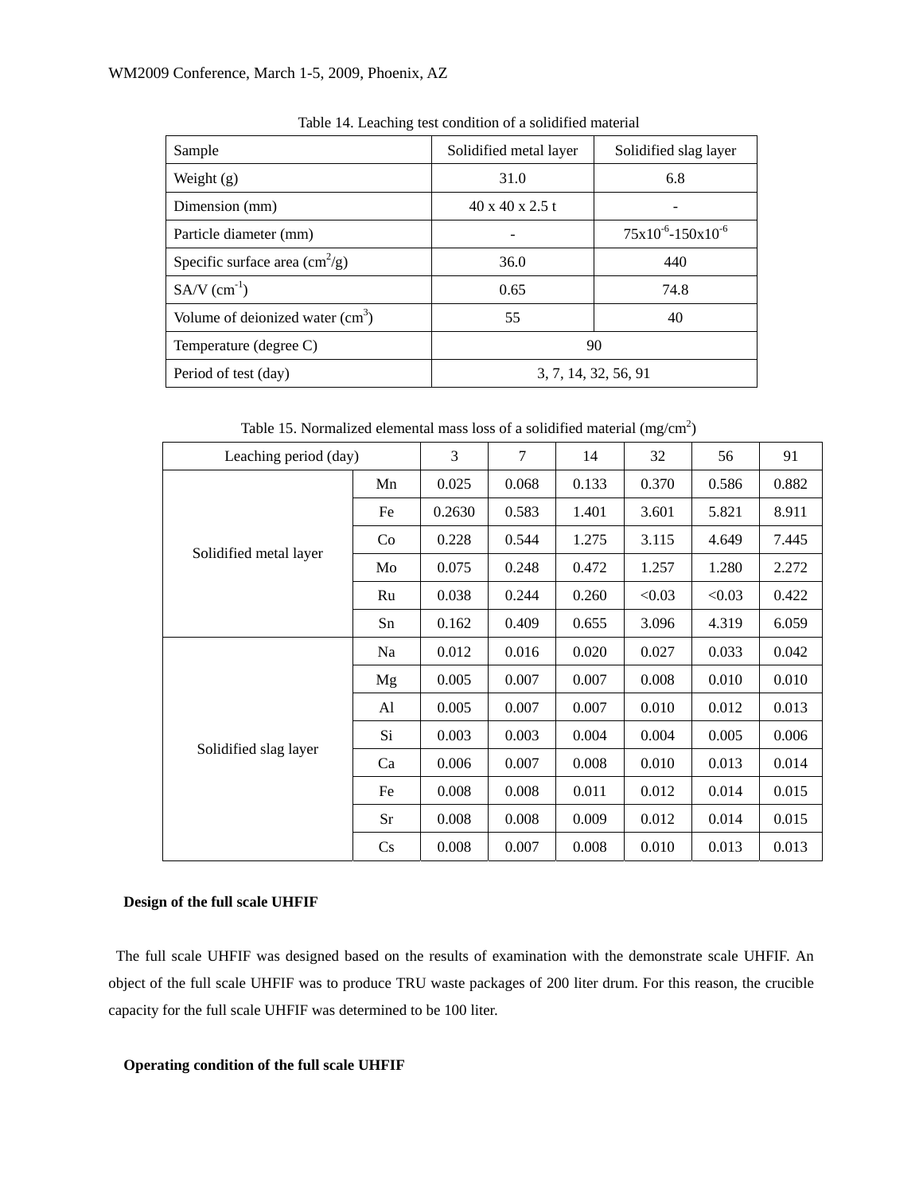Table 14. Leaching test condition of a solidified material

| Sample | Solidified metal layer | Solidified slag layer |
|---|---|---|
| Weight (g) | 31.0 | 6.8 |
| Dimension (mm) | 40 x 40 x 2.5 t | - |
| Particle diameter (mm) | - | $75 \times 10^{-6}$-$150 \times 10^{-6}$ |
| Specific surface area ($cm^2/g$) | 36.0 | 440 |
| SA/V ($cm^{-1}$) | 0.65 | 74.8 |
| Volume of deionized water ($cm^3$) | 55 | 40 |
| Temperature (degree C) | 90 | |
| Period of test (day) | 3, 7, 14, 32, 56, 91 | |

Table 15. Normalized elemental mass loss of a solidified material ($mg/cm^2$)

| Leaching period (day) | | 3 | 7 | 14 | 32 | 56 | 91 |
|---|---|---|---|---|---|---|---|
| Solidified metal layer | Mn | 0.025 | 0.068 | 0.133 | 0.370 | 0.586 | 0.882 |
| | Fe | 0.2630 | 0.583 | 1.401 | 3.601 | 5.821 | 8.911 |
| | Co | 0.228 | 0.544 | 1.275 | 3.115 | 4.649 | 7.445 |
| | Mo | 0.075 | 0.248 | 0.472 | 1.257 | 1.280 | 2.272 |
| | Ru | 0.038 | 0.244 | 0.260 | <0.03 | <0.03 | 0.422 |
| | Sn | 0.162 | 0.409 | 0.655 | 3.096 | 4.319 | 6.059 |
| Solidified slag layer | Na | 0.012 | 0.016 | 0.020 | 0.027 | 0.033 | 0.042 |
| | Mg | 0.005 | 0.007 | 0.007 | 0.008 | 0.010 | 0.010 |
| | Al | 0.005 | 0.007 | 0.007 | 0.010 | 0.012 | 0.013 |
| | Si | 0.003 | 0.003 | 0.004 | 0.004 | 0.005 | 0.006 |
| | Ca | 0.006 | 0.007 | 0.008 | 0.010 | 0.013 | 0.014 |
| | Fe | 0.008 | 0.008 | 0.011 | 0.012 | 0.014 | 0.015 |
| | Sr | 0.008 | 0.008 | 0.009 | 0.012 | 0.014 | 0.015 |
| | Cs | 0.008 | 0.007 | 0.008 | 0.010 | 0.013 | 0.013 |

**Design of the full scale UHFIF**

The full scale UHFIF was designed based on the results of examination with the demonstrate scale UHFIF. An object of the full scale UHFIF was to produce TRU waste packages of 200 liter drum. For this reason, the crucible capacity for the full scale UHFIF was determined to be 100 liter.

**Operating condition of the full scale UHFIF**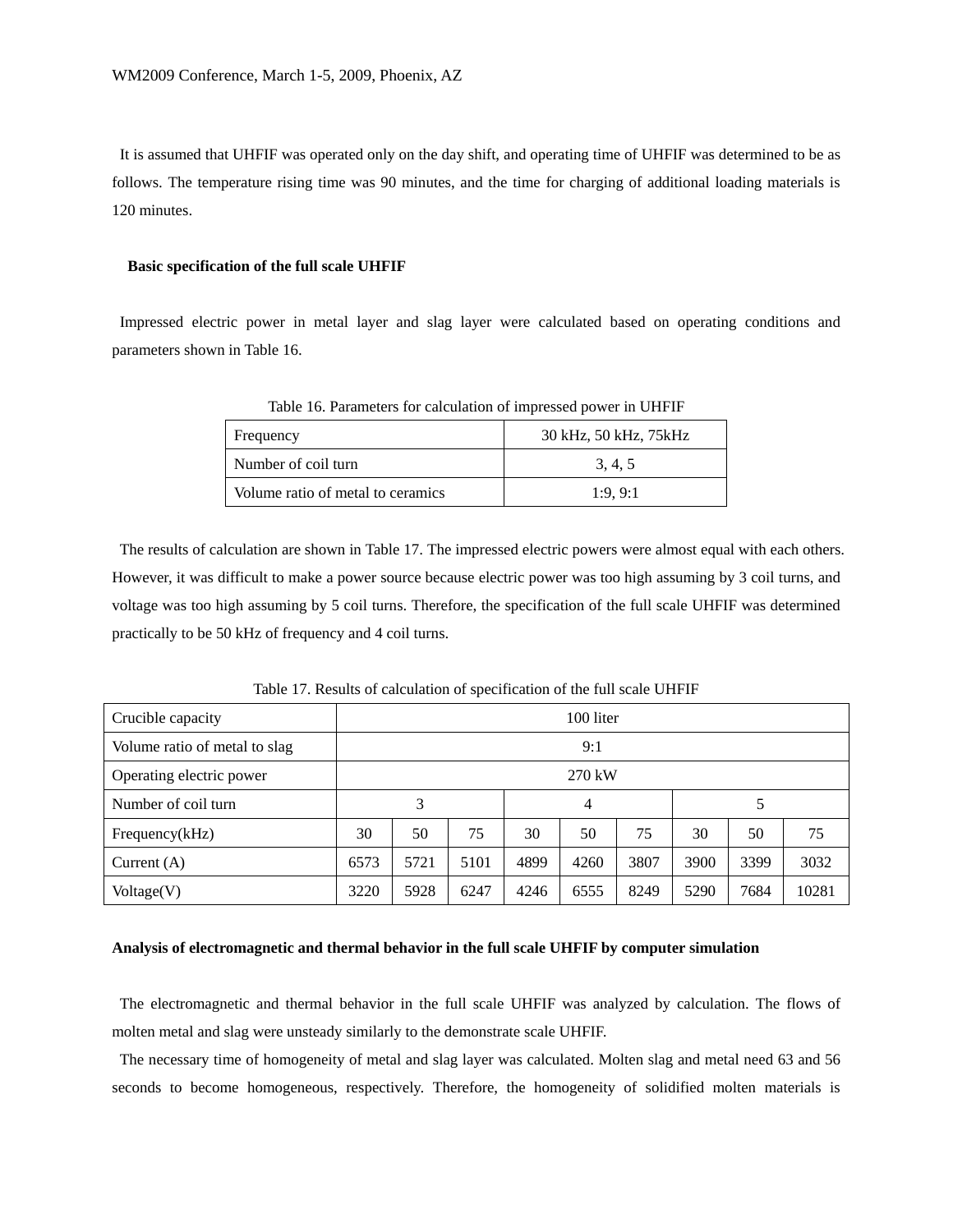It is assumed that UHFIF was operated only on the day shift, and operating time of UHFIF was determined to be as follows. The temperature rising time was 90 minutes, and the time for charging of additional loading materials is 120 minutes.

**Basic specification of the full scale UHFIF**

Impressed electric power in metal layer and slag layer were calculated based on operating conditions and parameters shown in Table 16.

Table 16. Parameters for calculation of impressed power in UHFIF

| Frequency | 30 kHz, 50 kHz, 75kHz |
|---|---|
| Number of coil turn | 3, 4, 5 |
| Volume ratio of metal to ceramics | 1:9, 9:1 |

The results of calculation are shown in Table 17. The impressed electric powers were almost equal with each others. However, it was difficult to make a power source because electric power was too high assuming by 3 coil turns, and voltage was too high assuming by 5 coil turns. Therefore, the specification of the full scale UHFIF was determined practically to be 50 kHz of frequency and 4 coil turns.

Table 17. Results of calculation of specification of the full scale UHFIF

| Crucible capacity | 100 liter | | | | | | | | |
|---|---|---|---|---|---|---|---|---|---|
| Volume ratio of metal to slag | 9:1 | | | | | | | | |
| Operating electric power | 270 kW | | | | | | | | |
| Number of coil turn | 3 | | | 4 | | | 5 | | |
| Frequency(kHz) | 30 | 50 | 75 | 30 | 50 | 75 | 30 | 50 | 75 |
| Current (A) | 6573 | 5721 | 5101 | 4899 | 4260 | 3807 | 3900 | 3399 | 3032 |
| Voltage(V) | 3220 | 5928 | 6247 | 4246 | 6555 | 8249 | 5290 | 7684 | 10281 |

**Analysis of electromagnetic and thermal behavior in the full scale UHFIF by computer simulation**

The electromagnetic and thermal behavior in the full scale UHFIF was analyzed by calculation. The flows of molten metal and slag were unsteady similarly to the demonstrate scale UHFIF.

The necessary time of homogeneity of metal and slag layer was calculated. Molten slag and metal need 63 and 56 seconds to become homogeneous, respectively. Therefore, the homogeneity of solidified molten materials is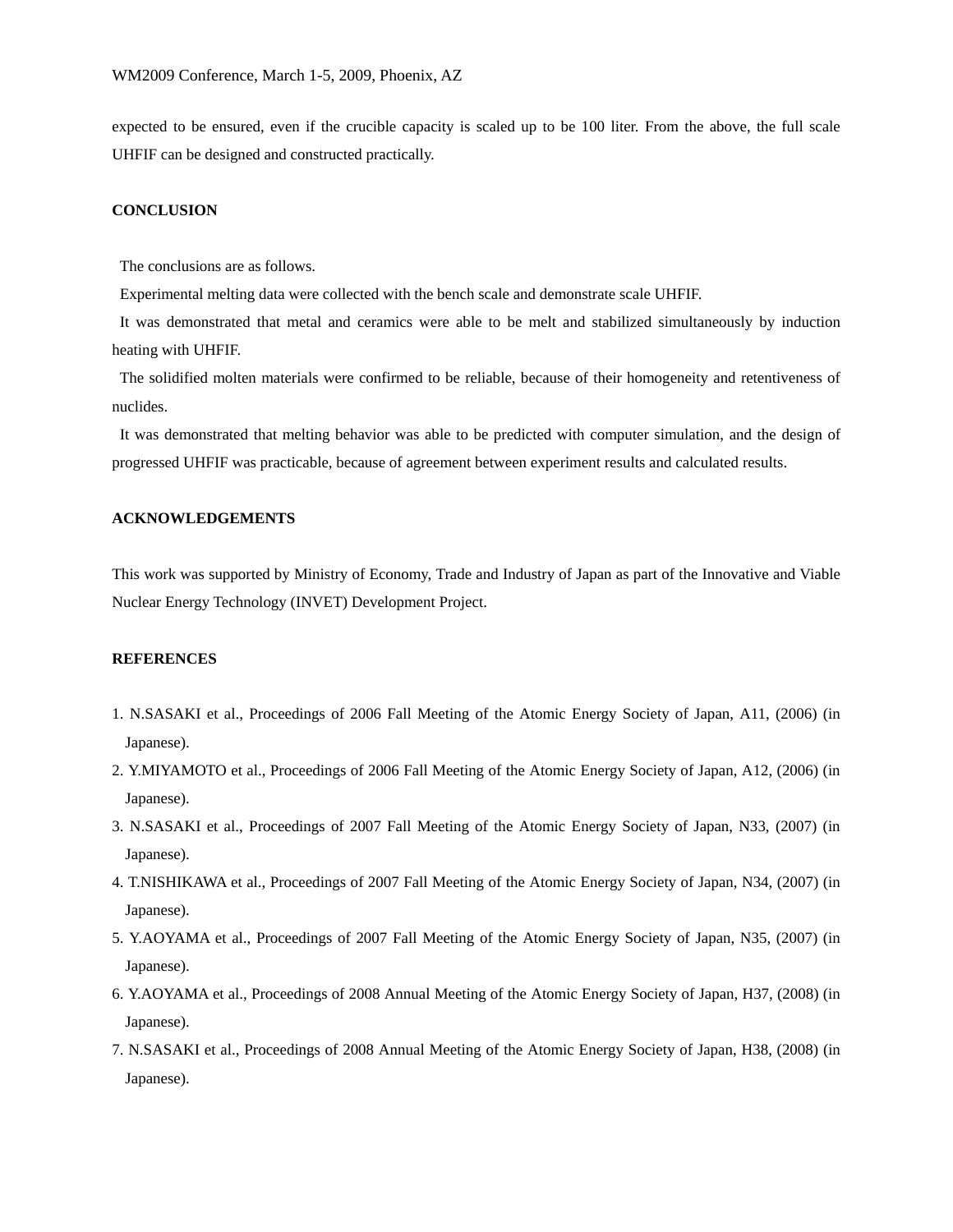expected to be ensured, even if the crucible capacity is scaled up to be 100 liter. From the above, the full scale UHFIF can be designed and constructed practically.

## CONCLUSION

The conclusions are as follows.

Experimental melting data were collected with the bench scale and demonstrate scale UHFIF.

It was demonstrated that metal and ceramics were able to be melt and stabilized simultaneously by induction heating with UHFIF.

The solidified molten materials were confirmed to be reliable, because of their homogeneity and retentiveness of nuclides.

It was demonstrated that melting behavior was able to be predicted with computer simulation, and the design of progressed UHFIF was practicable, because of agreement between experiment results and calculated results.

## ACKNOWLEDGEMENTS

This work was supported by Ministry of Economy, Trade and Industry of Japan as part of the Innovative and Viable Nuclear Energy Technology (INVET) Development Project.

## REFERENCES

1. N.SASAKI et al., Proceedings of 2006 Fall Meeting of the Atomic Energy Society of Japan, A11, (2006) (in Japanese).
2. Y.MIYAMOTO et al., Proceedings of 2006 Fall Meeting of the Atomic Energy Society of Japan, A12, (2006) (in Japanese).
3. N.SASAKI et al., Proceedings of 2007 Fall Meeting of the Atomic Energy Society of Japan, N33, (2007) (in Japanese).
4. T.NISHIKAWA et al., Proceedings of 2007 Fall Meeting of the Atomic Energy Society of Japan, N34, (2007) (in Japanese).
5. Y.AOYAMA et al., Proceedings of 2007 Fall Meeting of the Atomic Energy Society of Japan, N35, (2007) (in Japanese).
6. Y.AOYAMA et al., Proceedings of 2008 Annual Meeting of the Atomic Energy Society of Japan, H37, (2008) (in Japanese).
7. N.SASAKI et al., Proceedings of 2008 Annual Meeting of the Atomic Energy Society of Japan, H38, (2008) (in Japanese).